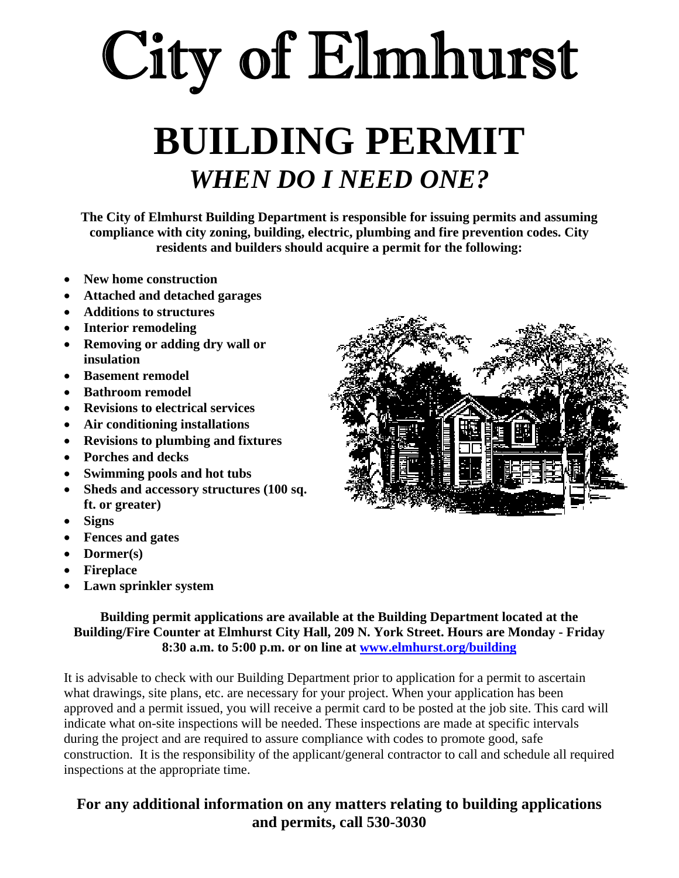# City of Elmhurst

# BUILDING PERMIT

## *WHEN DO I NEED ONE?*

**The City of Elmhurst Building Department is responsible for issuing permits and assuming compliance with city zoning, building, electric, plumbing and fire prevention codes. City residents and builders should acquire a permit for the following:**

- **New home construction**
- **Attached and detached garages**
- **Additions to structures**
- **Interior remodeling**
- **Removing or adding dry wall or insulation**
- **Basement remodel**
- **Bathroom remodel**
- **Revisions to electrical services**
- **Air conditioning installations**
- **Revisions to plumbing and fixtures**
- **Porches and decks**
- **Swimming pools and hot tubs**
- **Sheds and accessory structures (100 sq. ft. or greater)**
- **Signs**
- **Fences and gates**
- **Dormer(s)**
- **Fireplace**
- **Lawn sprinkler system**

**Building permit applications are available at the Building Department located at the Building/Fire Counter at Elmhurst City Hall, 209 N. York Street. Hours are Monday - Friday 8:30 a.m. to 5:00 p.m. or on line at [www.elmhurst.org/building](www.elmhurst.org/building)**

It is advisable to check with our Building Department prior to application for a permit to ascertain what drawings, site plans, etc. are necessary for your project. When your application has been approved and a permit issued, you will receive a permit card to be posted at the job site. This card will indicate what on-site inspections will be needed. These inspections are made at specific intervals during the project and are required to assure compliance with codes to promote good, safe construction. It is the responsibility of the applicant/general contractor to call and schedule all required inspections at the appropriate time.

### For any additional information on any matters relating to building applications and permits, call 530-3030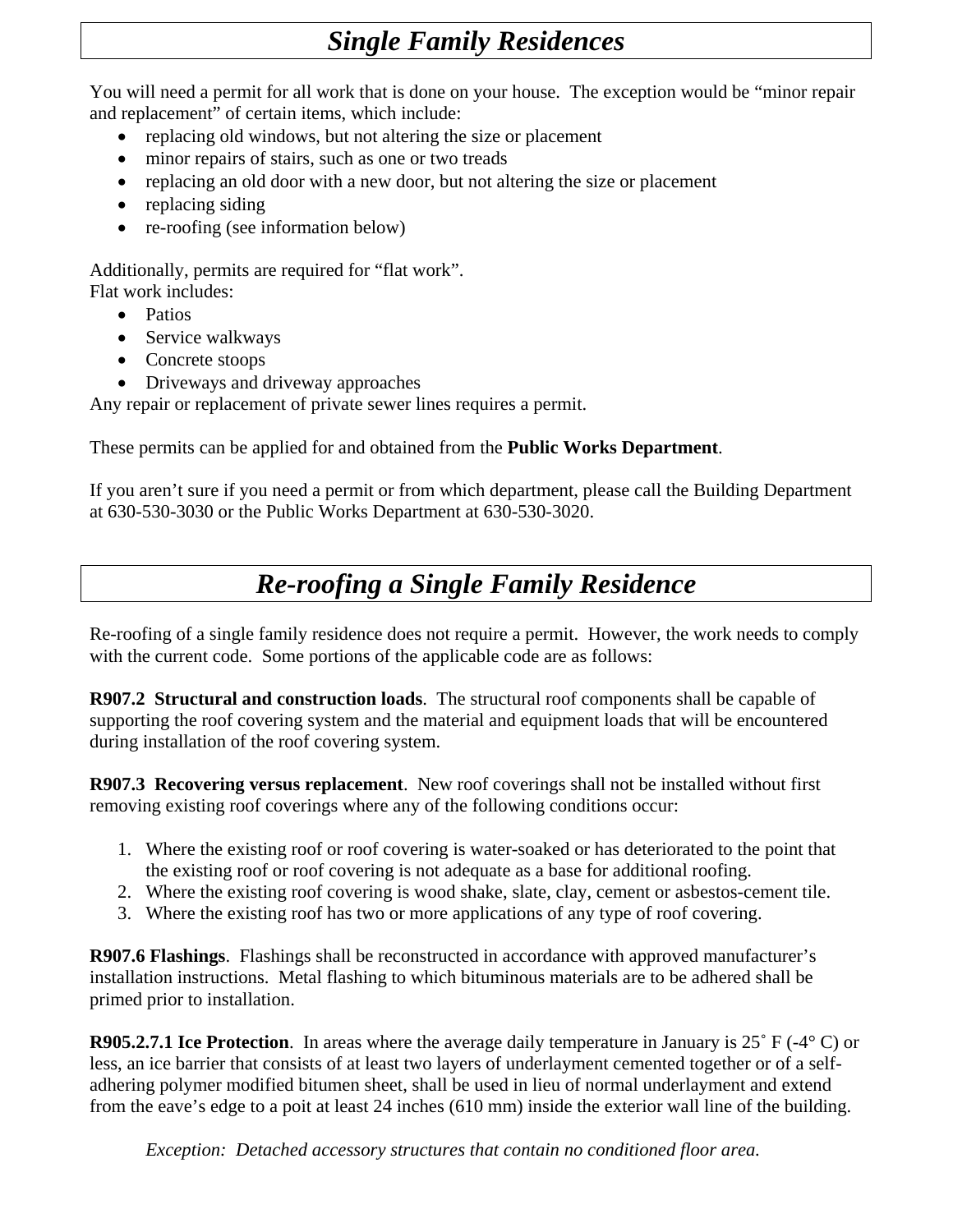## *Single Family Residences*

You will need a permit for all work that is done on your house. The exception would be "minor repair and replacement" of certain items, which include:

- replacing old windows, but not altering the size or placement
- minor repairs of stairs, such as one or two treads
- replacing an old door with a new door, but not altering the size or placement
- replacing siding
- re-roofing (see information below)

Additionally, permits are required for "flat work".
Flat work includes:

- Patios
- Service walkways
- Concrete stoops
- Driveways and driveway approaches

Any repair or replacement of private sewer lines requires a permit.

These permits can be applied for and obtained from the **Public Works Department**.

If you aren't sure if you need a permit or from which department, please call the Building Department at 630-530-3030 or the Public Works Department at 630-530-3020.

## *Re-roofing a Single Family Residence*

Re-roofing of a single family residence does not require a permit. However, the work needs to comply with the current code. Some portions of the applicable code are as follows:

**R907.2 Structural and construction loads**. The structural roof components shall be capable of supporting the roof covering system and the material and equipment loads that will be encountered during installation of the roof covering system.

**R907.3 Recovering versus replacement**. New roof coverings shall not be installed without first removing existing roof coverings where any of the following conditions occur:

1. Where the existing roof or roof covering is water-soaked or has deteriorated to the point that the existing roof or roof covering is not adequate as a base for additional roofing.
2. Where the existing roof covering is wood shake, slate, clay, cement or asbestos-cement tile.
3. Where the existing roof has two or more applications of any type of roof covering.

**R907.6 Flashings**. Flashings shall be reconstructed in accordance with approved manufacturer's installation instructions. Metal flashing to which bituminous materials are to be adhered shall be primed prior to installation.

**R905.2.7.1 Ice Protection**. In areas where the average daily temperature in January is 25˚ F (-4° C) or less, an ice barrier that consists of at least two layers of underlayment cemented together or of a self-adhering polymer modified bitumen sheet, shall be used in lieu of normal underlayment and extend from the eave's edge to a poit at least 24 inches (610 mm) inside the exterior wall line of the building.

*Exception: Detached accessory structures that contain no conditioned floor area.*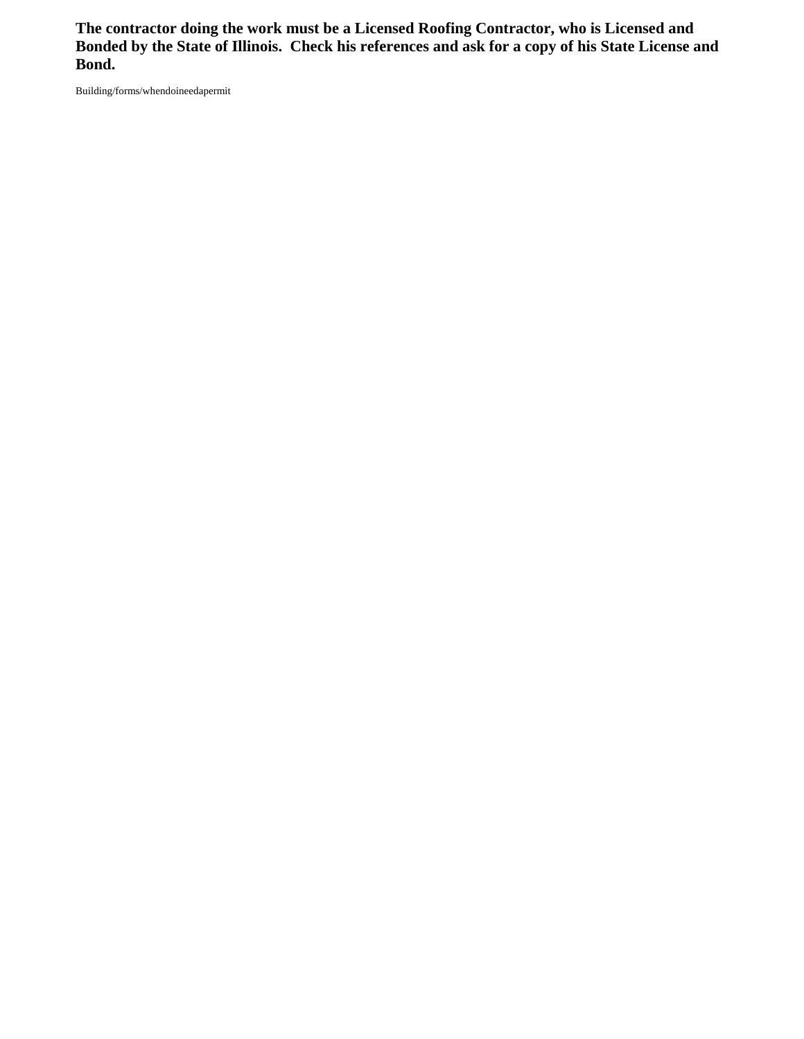**The contractor doing the work must be a Licensed Roofing Contractor, who is Licensed and Bonded by the State of Illinois. Check his references and ask for a copy of his State License and Bond.**

Building/forms/whendoineedapermit